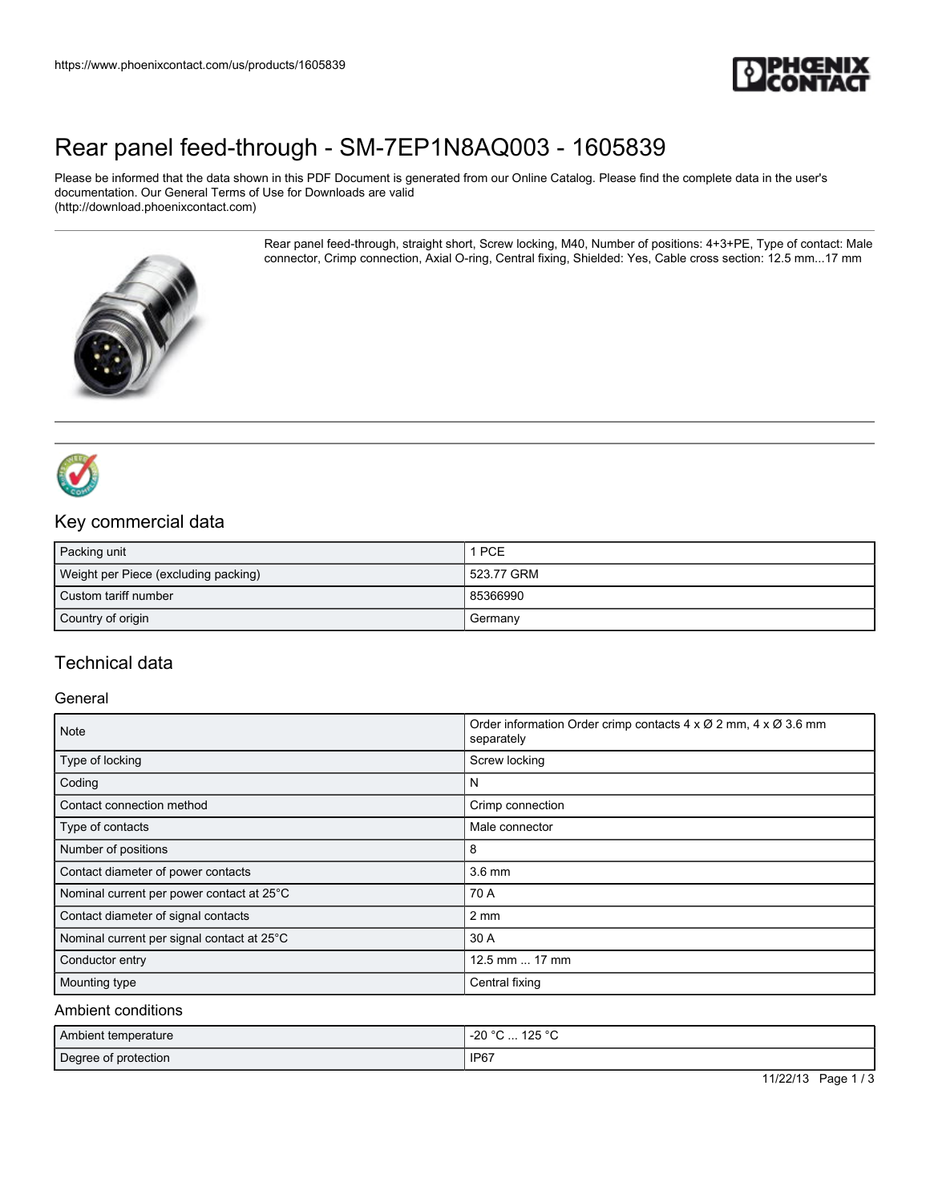# Rear panel feed-through - SM-7EP1N8AQ003 - 1605839

Please be informed that the data shown in this PDF Document is generated from our Online Catalog. Please find the complete data in the user's documentation. Our General Terms of Use for Downloads are valid (http://download.phoenixcontact.com)

Rear panel feed-through, straight short, Screw locking, M40, Number of positions: 4+3+PE, Type of contact: Male connector, Crimp connection, Axial O-ring, Central fixing, Shielded: Yes, Cable cross section: 12.5 mm...17 mm

## Key commercial data

| | |
|---|---|
| Packing unit | 1 PCE |
| Weight per Piece (excluding packing) | 523.77 GRM |
| Custom tariff number | 85366990 |
| Country of origin | Germany |

## Technical data

### General

| | |
|---|---|
| Note | Order information Order crimp contacts 4 x Ø 2 mm, 4 x Ø 3.6 mm separately |
| Type of locking | Screw locking |
| Coding | N |
| Contact connection method | Crimp connection |
| Type of contacts | Male connector |
| Number of positions | 8 |
| Contact diameter of power contacts | 3.6 mm |
| Nominal current per power contact at 25°C | 70 A |
| Contact diameter of signal contacts | 2 mm |
| Nominal current per signal contact at 25°C | 30 A |
| Conductor entry | 12.5 mm ... 17 mm |
| Mounting type | Central fixing |

### Ambient conditions

| | |
|---|---|
| Ambient temperature | -20 °C ... 125 °C |
| Degree of protection | IP67 |

11/22/13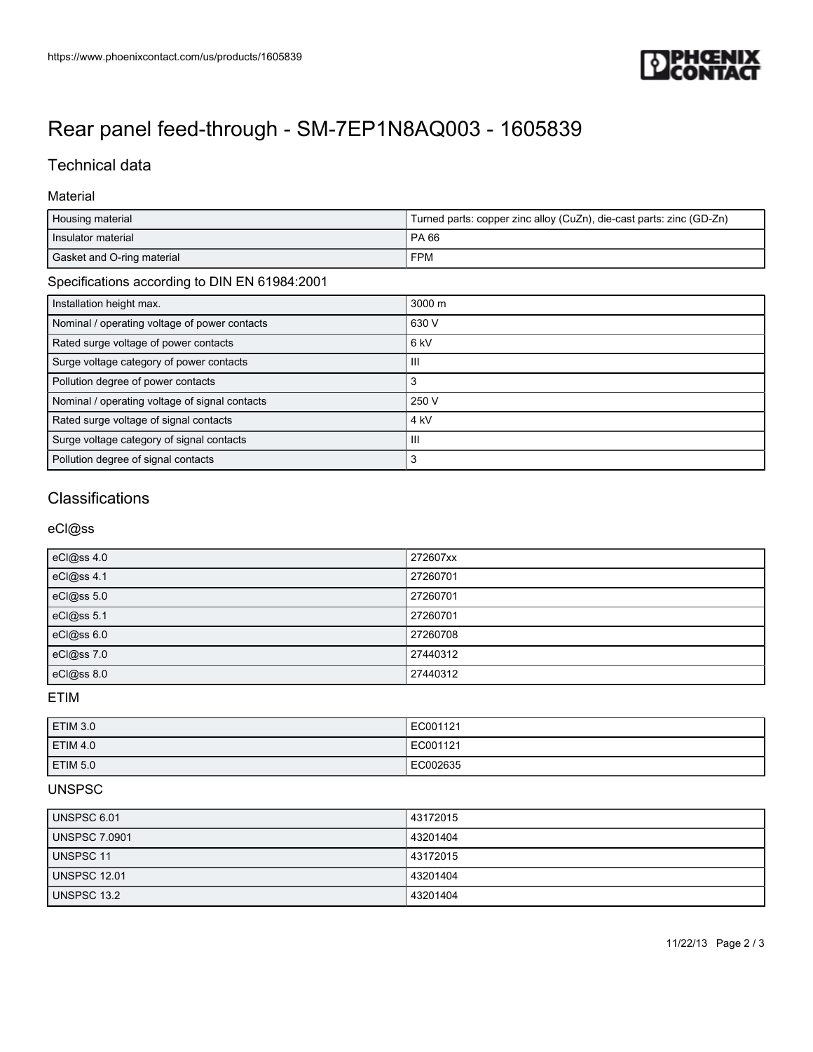# Rear panel feed-through - SM-7EP1N8AQ003 - 1605839

## Technical data

### Material

| | |
|---|---|
| Housing material | Turned parts: copper zinc alloy (CuZn), die-cast parts: zinc (GD-Zn) |
| Insulator material | PA 66 |
| Gasket and O-ring material | FPM |

### Specifications according to DIN EN 61984:2001

| | |
|---|---|
| Installation height max. | 3000 m |
| Nominal / operating voltage of power contacts | 630 V |
| Rated surge voltage of power contacts | 6 kV |
| Surge voltage category of power contacts | III |
| Pollution degree of power contacts | 3 |
| Nominal / operating voltage of signal contacts | 250 V |
| Rated surge voltage of signal contacts | 4 kV |
| Surge voltage category of signal contacts | III |
| Pollution degree of signal contacts | 3 |

## Classifications

### eCl@ss

| | |
|---|---|
| eCl@ss 4.0 | 272607xx |
| eCl@ss 4.1 | 27260701 |
| eCl@ss 5.0 | 27260701 |
| eCl@ss 5.1 | 27260701 |
| eCl@ss 6.0 | 27260708 |
| eCl@ss 7.0 | 27440312 |
| eCl@ss 8.0 | 27440312 |

### ETIM

| | |
|---|---|
| ETIM 3.0 | EC001121 |
| ETIM 4.0 | EC001121 |
| ETIM 5.0 | EC002635 |

### UNSPSC

| | |
|---|---|
| UNSPSC 6.01 | 43172015 |
| UNSPSC 7.0901 | 43201404 |
| UNSPSC 11 | 43172015 |
| UNSPSC 12.01 | 43201404 |
| UNSPSC 13.2 | 43201404 |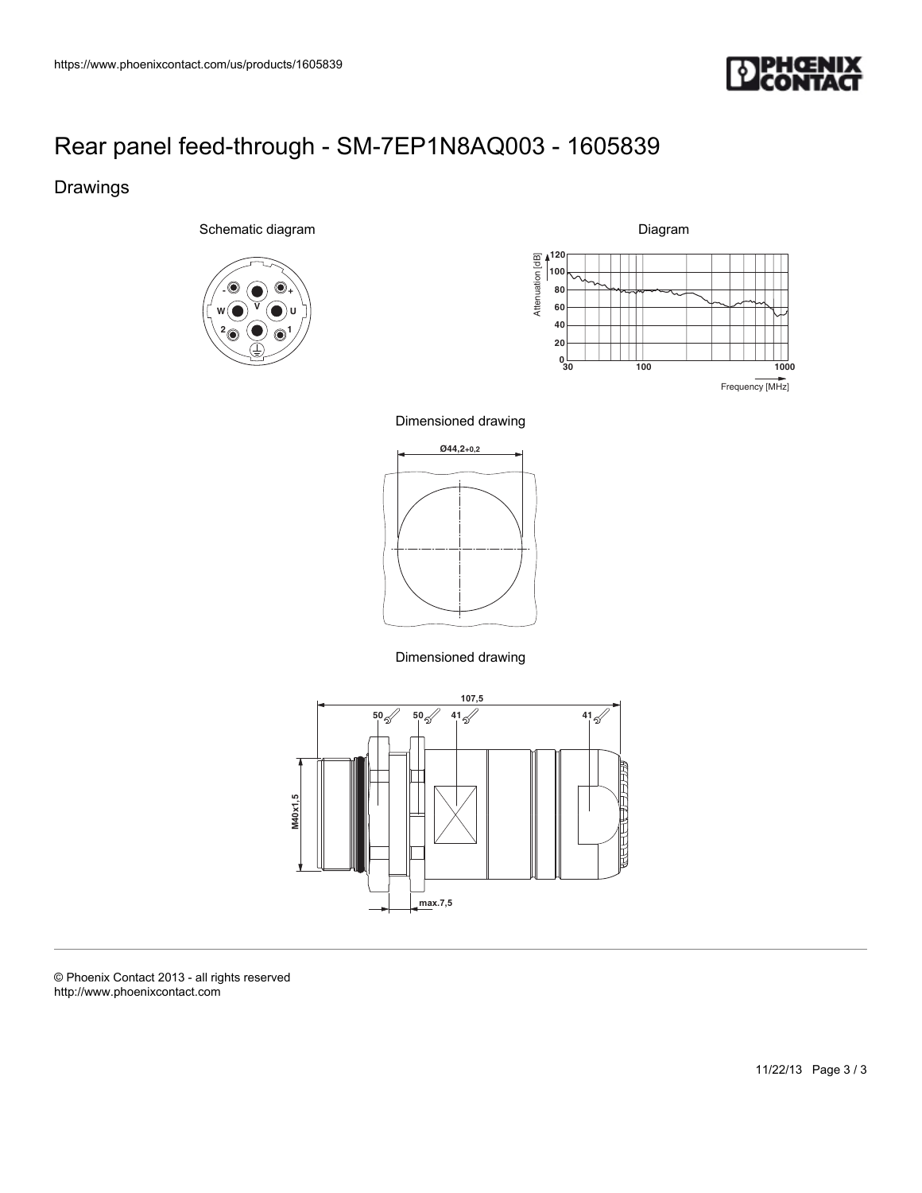# Rear panel feed-through - SM-7EP1N8AQ003 - 1605839

## Drawings

Schematic diagram

- +
W V U
2 1

Diagram

Attenuation [dB]
120
100
80
60
40
20
0
30
100
1000
Frequency [MHz]

Dimensioned drawing

Ø44,2+0,2

Dimensioned drawing

107,5
50
50
41
41
M40x1,5
max.7,5

© Phoenix Contact 2013 - all rights reserved
http://www.phoenixcontact.com